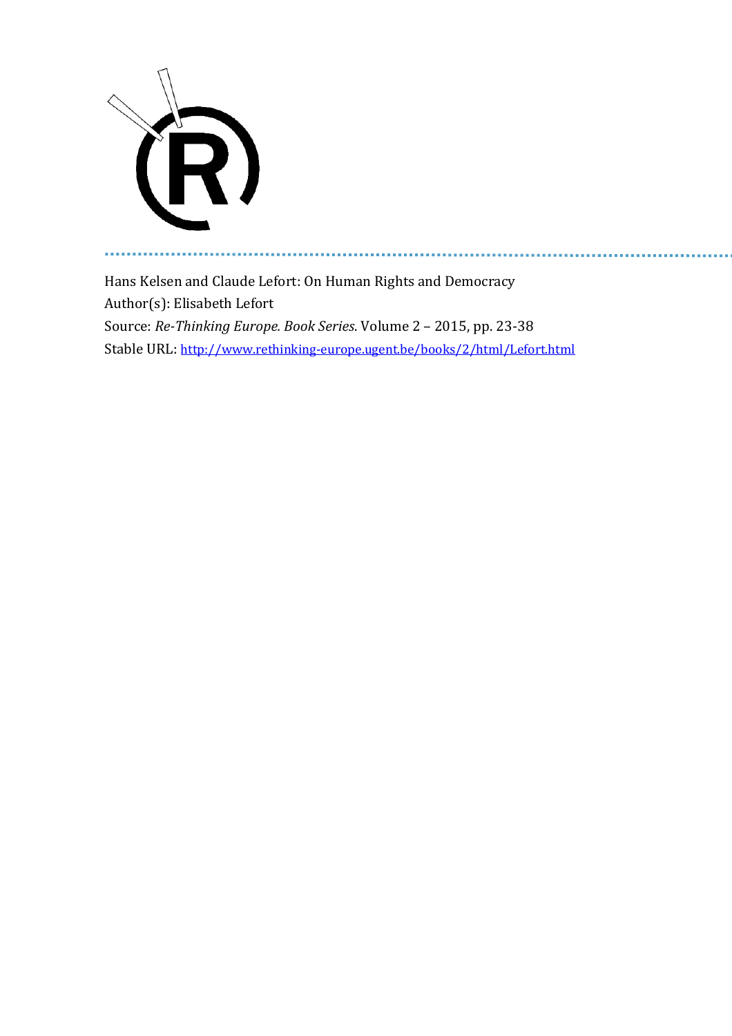Hans Kelsen and Claude Lefort: On Human Rights and Democracy

Author(s): Elisabeth Lefort

Source: *Re-Thinking Europe. Book Series*. Volume 2 – 2015, pp. 23-38

Stable URL: http://www.rethinking-europe.ugent.be/books/2/html/Lefort.html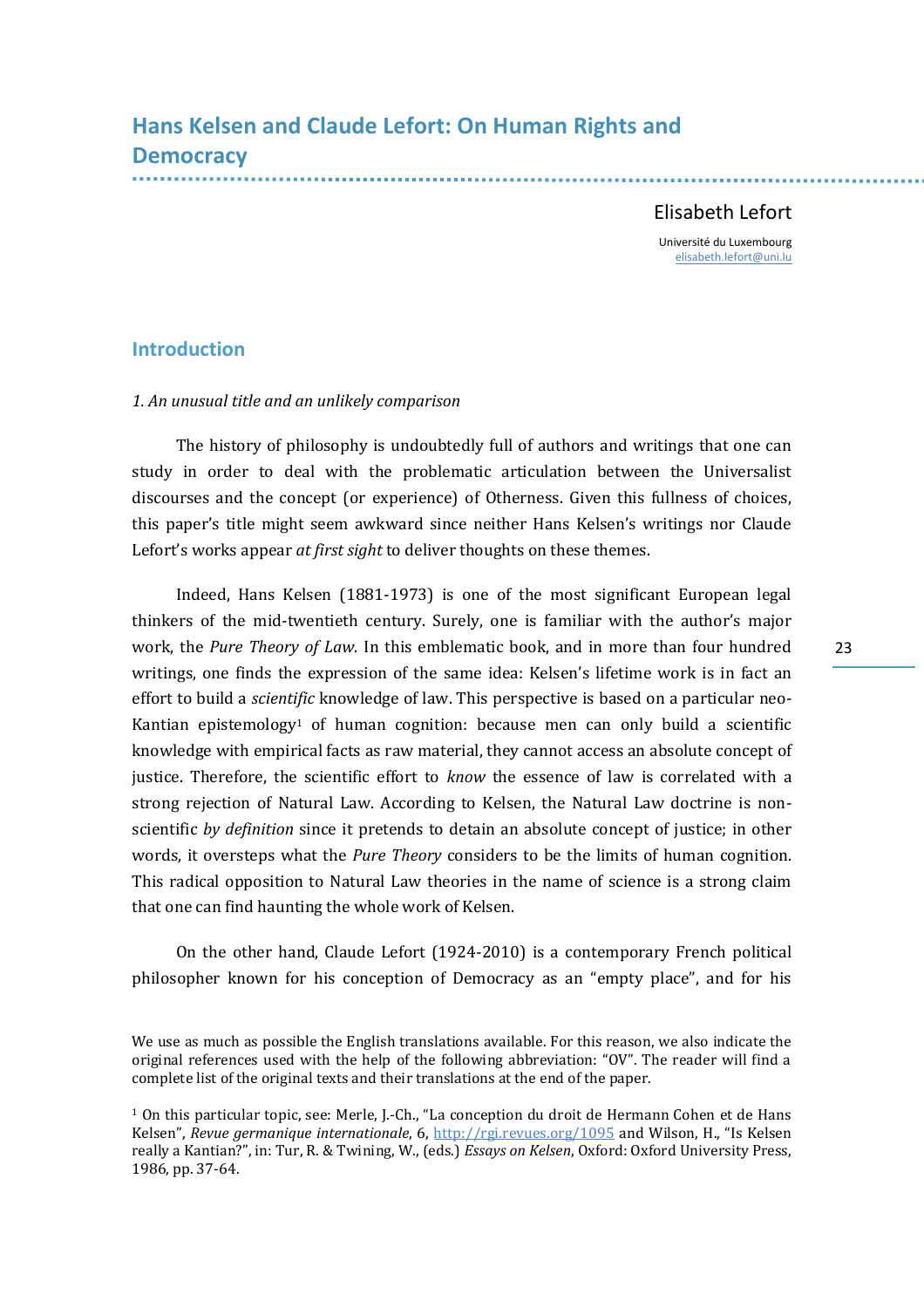# Hans Kelsen and Claude Lefort: On Human Rights and Democracy

Elisabeth Lefort

Université du Luxembourg
elisabeth.lefort@uni.lu

## Introduction

*1. An unusual title and an unlikely comparison*

The history of philosophy is undoubtedly full of authors and writings that one can study in order to deal with the problematic articulation between the Universalist discourses and the concept (or experience) of Otherness. Given this fullness of choices, this paper's title might seem awkward since neither Hans Kelsen's writings nor Claude Lefort's works appear *at first sight* to deliver thoughts on these themes.

Indeed, Hans Kelsen (1881-1973) is one of the most significant European legal thinkers of the mid-twentieth century. Surely, one is familiar with the author's major work, the *Pure Theory of Law*. In this emblematic book, and in more than four hundred writings, one finds the expression of the same idea: Kelsen's lifetime work is in fact an effort to build a *scientific* knowledge of law. This perspective is based on a particular neo-Kantian epistemology[1] of human cognition: because men can only build a scientific knowledge with empirical facts as raw material, they cannot access an absolute concept of justice. Therefore, the scientific effort to *know* the essence of law is correlated with a strong rejection of Natural Law. According to Kelsen, the Natural Law doctrine is non-scientific *by definition* since it pretends to detain an absolute concept of justice; in other words, it oversteps what the *Pure Theory* considers to be the limits of human cognition. This radical opposition to Natural Law theories in the name of science is a strong claim that one can find haunting the whole work of Kelsen.

On the other hand, Claude Lefort (1924-2010) is a contemporary French political philosopher known for his conception of Democracy as an "empty place", and for his

We use as much as possible the English translations available. For this reason, we also indicate the original references used with the help of the following abbreviation: "OV". The reader will find a complete list of the original texts and their translations at the end of the paper.

[1] On this particular topic, see: Merle, J.-Ch., "La conception du droit de Hermann Cohen et de Hans Kelsen", *Revue germanique internationale*, 6, http://rgi.revues.org/1095 and Wilson, H., "Is Kelsen really a Kantian?", in: Tur, R. & Twining, W., (eds.) *Essays on Kelsen*, Oxford: Oxford University Press, 1986, pp. 37-64.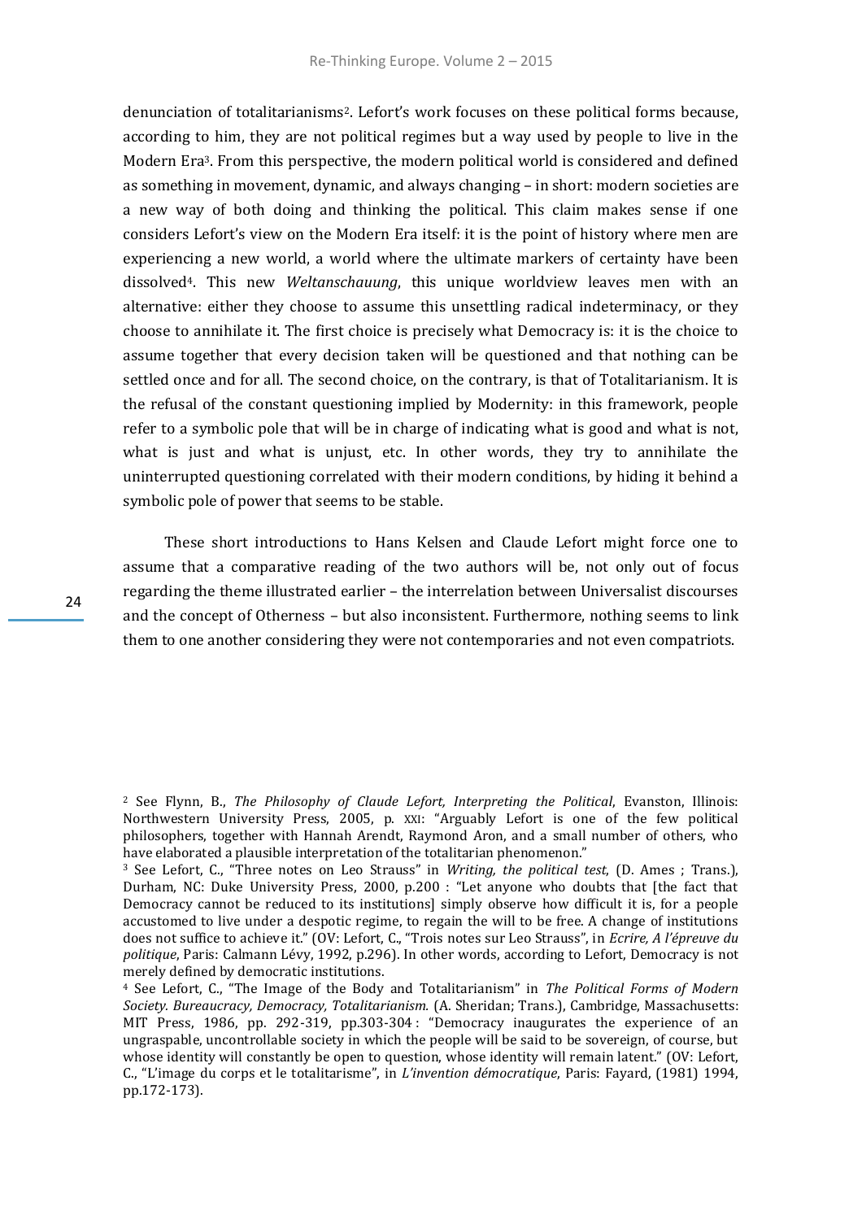denunciation of totalitarianisms[2]. Lefort's work focuses on these political forms because, according to him, they are not political regimes but a way used by people to live in the Modern Era[3]. From this perspective, the modern political world is considered and defined as something in movement, dynamic, and always changing – in short: modern societies are a new way of both doing and thinking the political. This claim makes sense if one considers Lefort's view on the Modern Era itself: it is the point of history where men are experiencing a new world, a world where the ultimate markers of certainty have been dissolved[4]. This new *Weltanschauung*, this unique worldview leaves men with an alternative: either they choose to assume this unsettling radical indeterminacy, or they choose to annihilate it. The first choice is precisely what Democracy is: it is the choice to assume together that every decision taken will be questioned and that nothing can be settled once and for all. The second choice, on the contrary, is that of Totalitarianism. It is the refusal of the constant questioning implied by Modernity: in this framework, people refer to a symbolic pole that will be in charge of indicating what is good and what is not, what is just and what is unjust, etc. In other words, they try to annihilate the uninterrupted questioning correlated with their modern conditions, by hiding it behind a symbolic pole of power that seems to be stable.

These short introductions to Hans Kelsen and Claude Lefort might force one to assume that a comparative reading of the two authors will be, not only out of focus regarding the theme illustrated earlier – the interrelation between Universalist discourses and the concept of Otherness – but also inconsistent. Furthermore, nothing seems to link them to one another considering they were not contemporaries and not even compatriots.

---

[2] See Flynn, B., *The Philosophy of Claude Lefort, Interpreting the Political*, Evanston, Illinois: Northwestern University Press, 2005, p. XXI: "Arguably Lefort is one of the few political philosophers, together with Hannah Arendt, Raymond Aron, and a small number of others, who have elaborated a plausible interpretation of the totalitarian phenomenon."

[3] See Lefort, C., "Three notes on Leo Strauss" in *Writing, the political test*, (D. Ames ; Trans.), Durham, NC: Duke University Press, 2000, p.200 : "Let anyone who doubts that [the fact that Democracy cannot be reduced to its institutions] simply observe how difficult it is, for a people accustomed to live under a despotic regime, to regain the will to be free. A change of institutions does not suffice to achieve it." (OV: Lefort, C., "Trois notes sur Leo Strauss", in *Ecrire, A l'épreuve du politique*, Paris: Calmann Lévy, 1992, p.296). In other words, according to Lefort, Democracy is not merely defined by democratic institutions.

[4] See Lefort, C., "The Image of the Body and Totalitarianism" in *The Political Forms of Modern Society. Bureaucracy, Democracy, Totalitarianism.* (A. Sheridan; Trans.), Cambridge, Massachusetts: MIT Press, 1986, pp. 292-319, pp.303-304 : "Democracy inaugurates the experience of an ungraspable, uncontrollable society in which the people will be said to be sovereign, of course, but whose identity will constantly be open to question, whose identity will remain latent." (OV: Lefort, C., "L'image du corps et le totalitarisme", in *L'invention démocratique*, Paris: Fayard, (1981) 1994, pp.172-173).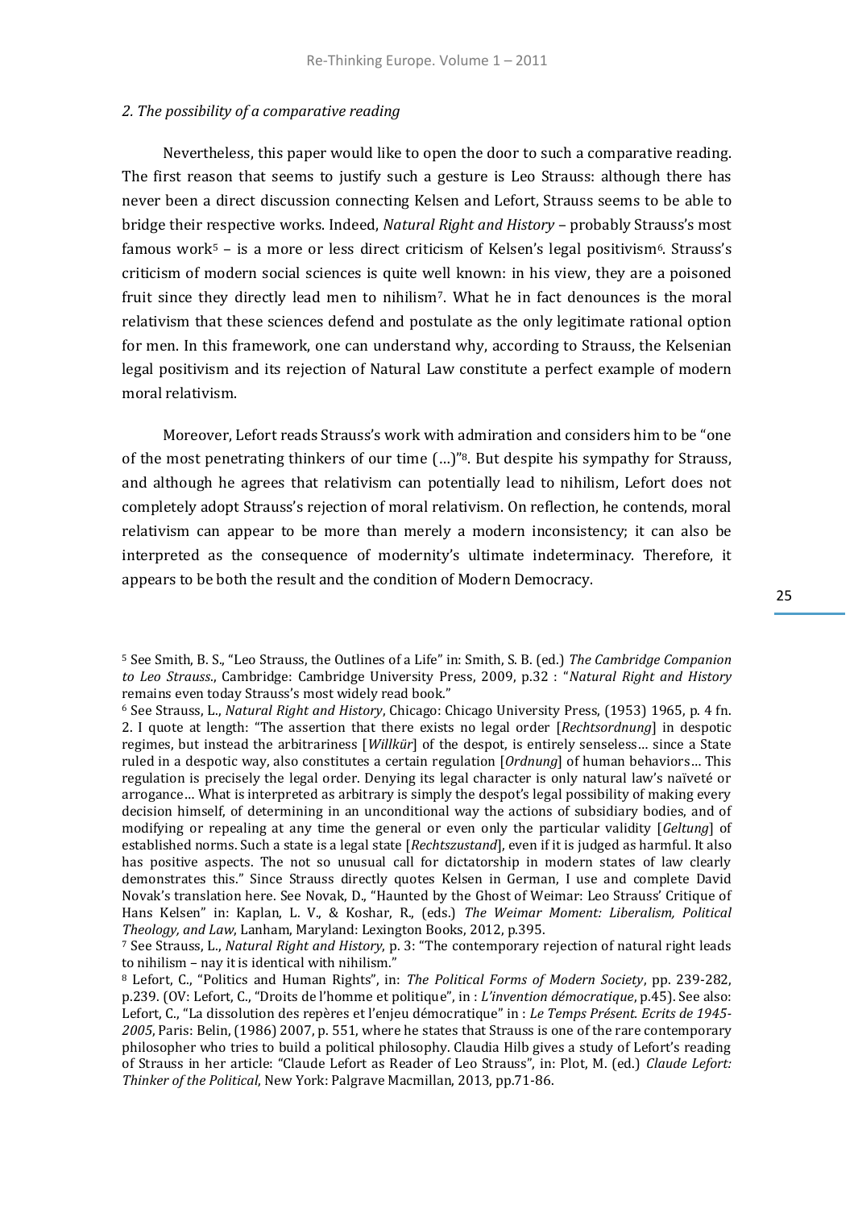*2. The possibility of a comparative reading*

Nevertheless, this paper would like to open the door to such a comparative reading. The first reason that seems to justify such a gesture is Leo Strauss: although there has never been a direct discussion connecting Kelsen and Lefort, Strauss seems to be able to bridge their respective works. Indeed, *Natural Right and History* – probably Strauss's most famous work[5] – is a more or less direct criticism of Kelsen's legal positivism[6]. Strauss's criticism of modern social sciences is quite well known: in his view, they are a poisoned fruit since they directly lead men to nihilism[7]. What he in fact denounces is the moral relativism that these sciences defend and postulate as the only legitimate rational option for men. In this framework, one can understand why, according to Strauss, the Kelsenian legal positivism and its rejection of Natural Law constitute a perfect example of modern moral relativism.

Moreover, Lefort reads Strauss's work with admiration and considers him to be "one of the most penetrating thinkers of our time (…)"[8]. But despite his sympathy for Strauss, and although he agrees that relativism can potentially lead to nihilism, Lefort does not completely adopt Strauss's rejection of moral relativism. On reflection, he contends, moral relativism can appear to be more than merely a modern inconsistency; it can also be interpreted as the consequence of modernity's ultimate indeterminacy. Therefore, it appears to be both the result and the condition of Modern Democracy.

[5] See Smith, B. S., "Leo Strauss, the Outlines of a Life" in: Smith, S. B. (ed.) *The Cambridge Companion to Leo Strauss.*, Cambridge: Cambridge University Press, 2009, p.32 : "*Natural Right and History* remains even today Strauss's most widely read book."

[6] See Strauss, L., *Natural Right and History*, Chicago: Chicago University Press, (1953) 1965, p. 4 fn. 2. I quote at length: "The assertion that there exists no legal order [*Rechtsordnung*] in despotic regimes, but instead the arbitrariness [*Willkür*] of the despot, is entirely senseless… since a State ruled in a despotic way, also constitutes a certain regulation [*Ordnung*] of human behaviors… This regulation is precisely the legal order. Denying its legal character is only natural law's naïveté or arrogance… What is interpreted as arbitrary is simply the despot's legal possibility of making every decision himself, of determining in an unconditional way the actions of subsidiary bodies, and of modifying or repealing at any time the general or even only the particular validity [*Geltung*] of established norms. Such a state is a legal state [*Rechtszustand*], even if it is judged as harmful. It also has positive aspects. The not so unusual call for dictatorship in modern states of law clearly demonstrates this." Since Strauss directly quotes Kelsen in German, I use and complete David Novak's translation here. See Novak, D., "Haunted by the Ghost of Weimar: Leo Strauss' Critique of Hans Kelsen" in: Kaplan, L. V., & Koshar, R., (eds.) *The Weimar Moment: Liberalism, Political Theology, and Law*, Lanham, Maryland: Lexington Books, 2012, p.395.

[7] See Strauss, L., *Natural Right and History*, p. 3: "The contemporary rejection of natural right leads to nihilism – nay it is identical with nihilism."

[8] Lefort, C., "Politics and Human Rights", in: *The Political Forms of Modern Society*, pp. 239-282, p.239. (OV: Lefort, C., "Droits de l'homme et politique", in : *L'invention démocratique*, p.45). See also: Lefort, C., "La dissolution des repères et l'enjeu démocratique" in : *Le Temps Présent. Ecrits de 1945-2005*, Paris: Belin, (1986) 2007, p. 551, where he states that Strauss is one of the rare contemporary philosopher who tries to build a political philosophy. Claudia Hilb gives a study of Lefort's reading of Strauss in her article: "Claude Lefort as Reader of Leo Strauss", in: Plot, M. (ed.) *Claude Lefort: Thinker of the Political*, New York: Palgrave Macmillan, 2013, pp.71-86.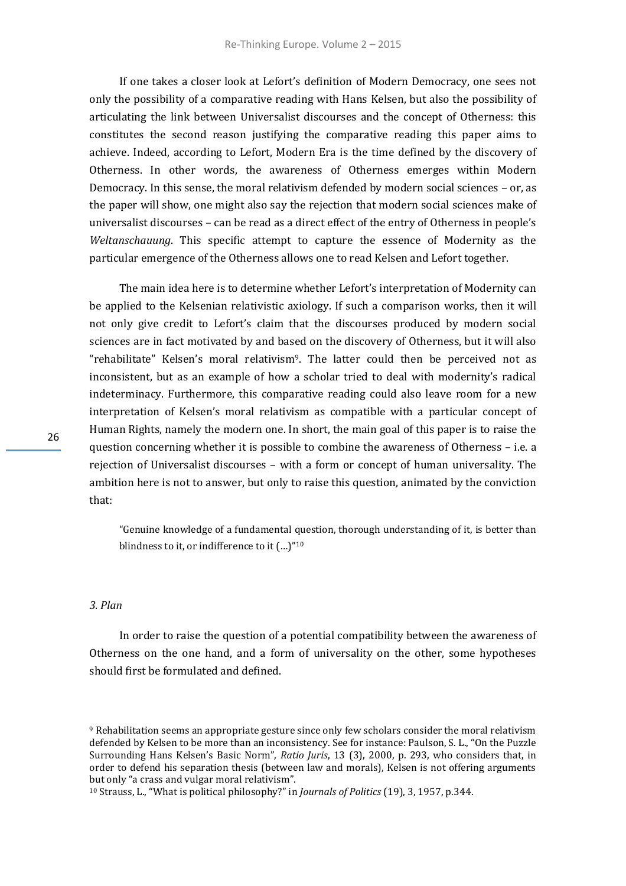If one takes a closer look at Lefort's definition of Modern Democracy, one sees not only the possibility of a comparative reading with Hans Kelsen, but also the possibility of articulating the link between Universalist discourses and the concept of Otherness: this constitutes the second reason justifying the comparative reading this paper aims to achieve. Indeed, according to Lefort, Modern Era is the time defined by the discovery of Otherness. In other words, the awareness of Otherness emerges within Modern Democracy. In this sense, the moral relativism defended by modern social sciences – or, as the paper will show, one might also say the rejection that modern social sciences make of universalist discourses – can be read as a direct effect of the entry of Otherness in people's *Weltanschauung*. This specific attempt to capture the essence of Modernity as the particular emergence of the Otherness allows one to read Kelsen and Lefort together.

The main idea here is to determine whether Lefort's interpretation of Modernity can be applied to the Kelsenian relativistic axiology. If such a comparison works, then it will not only give credit to Lefort's claim that the discourses produced by modern social sciences are in fact motivated by and based on the discovery of Otherness, but it will also "rehabilitate" Kelsen's moral relativism[9]. The latter could then be perceived not as inconsistent, but as an example of how a scholar tried to deal with modernity's radical indeterminacy. Furthermore, this comparative reading could also leave room for a new interpretation of Kelsen's moral relativism as compatible with a particular concept of Human Rights, namely the modern one. In short, the main goal of this paper is to raise the question concerning whether it is possible to combine the awareness of Otherness – i.e. a rejection of Universalist discourses – with a form or concept of human universality. The ambition here is not to answer, but only to raise this question, animated by the conviction that:

> "Genuine knowledge of a fundamental question, thorough understanding of it, is better than blindness to it, or indifference to it (…)"[10]

### *3. Plan*

In order to raise the question of a potential compatibility between the awareness of Otherness on the one hand, and a form of universality on the other, some hypotheses should first be formulated and defined.

---

[9] Rehabilitation seems an appropriate gesture since only few scholars consider the moral relativism defended by Kelsen to be more than an inconsistency. See for instance: Paulson, S. L., "On the Puzzle Surrounding Hans Kelsen's Basic Norm", *Ratio Juris*, 13 (3), 2000, p. 293, who considers that, in order to defend his separation thesis (between law and morals), Kelsen is not offering arguments but only "a crass and vulgar moral relativism".

[10] Strauss, L., "What is political philosophy?" in *Journals of Politics* (19), 3, 1957, p.344.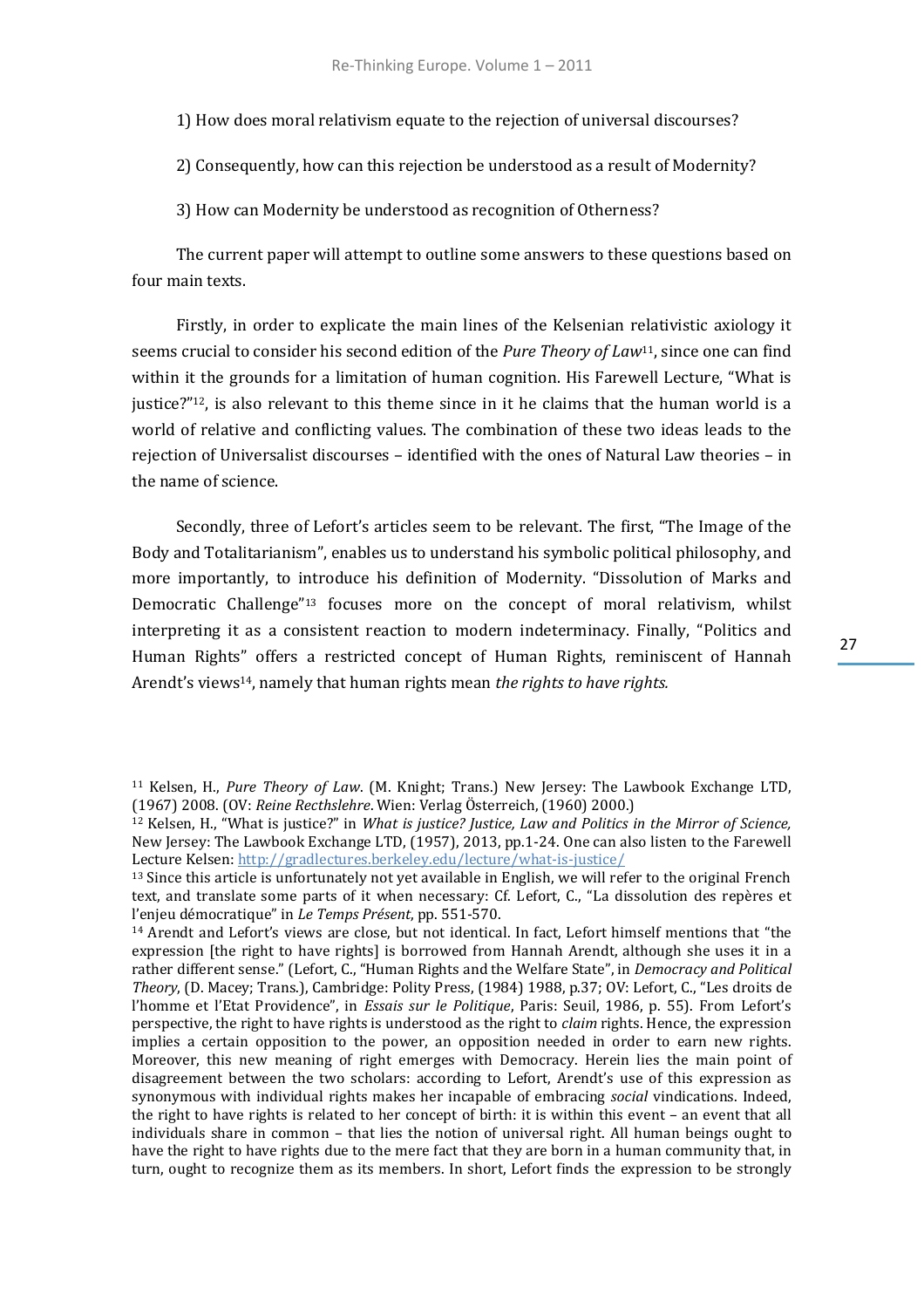1) How does moral relativism equate to the rejection of universal discourses?

2) Consequently, how can this rejection be understood as a result of Modernity?

3) How can Modernity be understood as recognition of Otherness?

The current paper will attempt to outline some answers to these questions based on four main texts.

Firstly, in order to explicate the main lines of the Kelsenian relativistic axiology it seems crucial to consider his second edition of the *Pure Theory of Law*[11], since one can find within it the grounds for a limitation of human cognition. His Farewell Lecture, "What is justice?"[12], is also relevant to this theme since in it he claims that the human world is a world of relative and conflicting values. The combination of these two ideas leads to the rejection of Universalist discourses – identified with the ones of Natural Law theories – in the name of science.

Secondly, three of Lefort's articles seem to be relevant. The first, "The Image of the Body and Totalitarianism", enables us to understand his symbolic political philosophy, and more importantly, to introduce his definition of Modernity. "Dissolution of Marks and Democratic Challenge"[13] focuses more on the concept of moral relativism, whilst interpreting it as a consistent reaction to modern indeterminacy. Finally, "Politics and Human Rights" offers a restricted concept of Human Rights, reminiscent of Hannah Arendt's views[14], namely that human rights mean *the rights to have rights.*

---

[11] Kelsen, H., *Pure Theory of Law*. (M. Knight; Trans.) New Jersey: The Lawbook Exchange LTD, (1967) 2008. (OV: *Reine Recthslehre*. Wien: Verlag Österreich, (1960) 2000.)

[12] Kelsen, H., "What is justice?" in *What is justice? Justice, Law and Politics in the Mirror of Science,* New Jersey: The Lawbook Exchange LTD, (1957), 2013, pp.1-24. One can also listen to the Farewell Lecture Kelsen: http://gradlectures.berkeley.edu/lecture/what-is-justice/

[13] Since this article is unfortunately not yet available in English, we will refer to the original French text, and translate some parts of it when necessary: Cf. Lefort, C., "La dissolution des repères et l'enjeu démocratique" in *Le Temps Présent*, pp. 551-570.

[14] Arendt and Lefort's views are close, but not identical. In fact, Lefort himself mentions that "the expression [the right to have rights] is borrowed from Hannah Arendt, although she uses it in a rather different sense." (Lefort, C., "Human Rights and the Welfare State", in *Democracy and Political Theory*, (D. Macey; Trans.), Cambridge: Polity Press, (1984) 1988, p.37; OV: Lefort, C., "Les droits de l'homme et l'Etat Providence", in *Essais sur le Politique*, Paris: Seuil, 1986, p. 55). From Lefort's perspective, the right to have rights is understood as the right to *claim* rights. Hence, the expression implies a certain opposition to the power, an opposition needed in order to earn new rights. Moreover, this new meaning of right emerges with Democracy. Herein lies the main point of disagreement between the two scholars: according to Lefort, Arendt's use of this expression as synonymous with individual rights makes her incapable of embracing *social* vindications. Indeed, the right to have rights is related to her concept of birth: it is within this event – an event that all individuals share in common – that lies the notion of universal right. All human beings ought to have the right to have rights due to the mere fact that they are born in a human community that, in turn, ought to recognize them as its members. In short, Lefort finds the expression to be strongly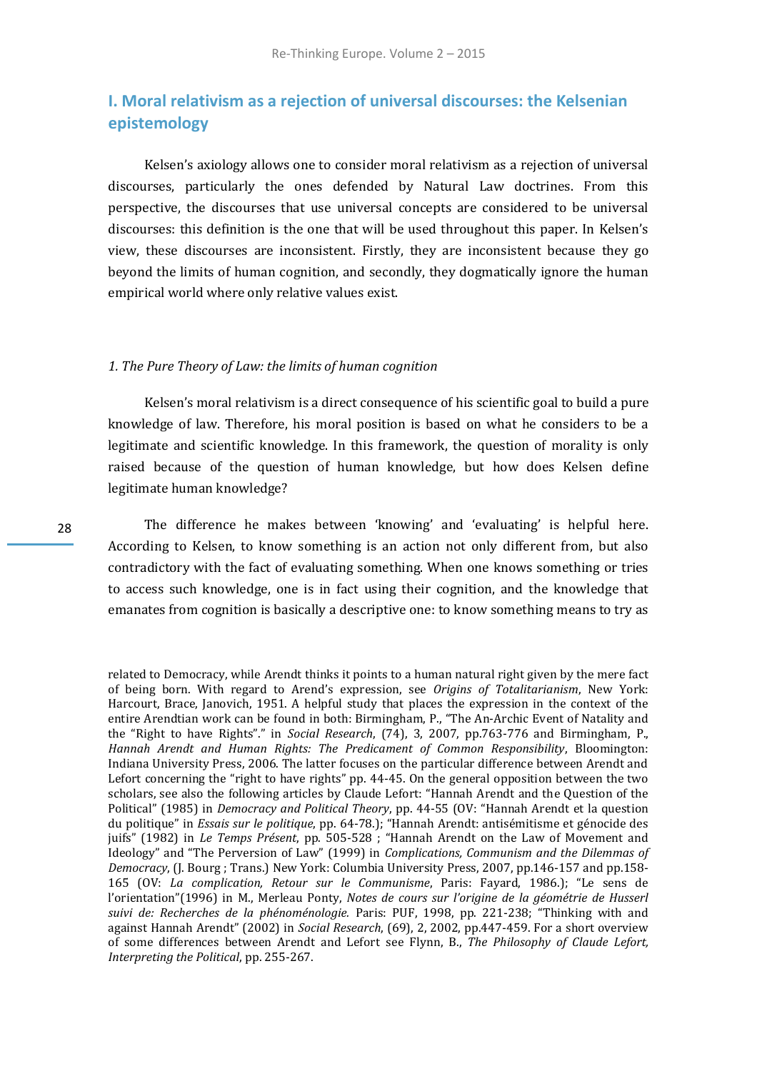## I. Moral relativism as a rejection of universal discourses: the Kelsenian epistemology

Kelsen's axiology allows one to consider moral relativism as a rejection of universal discourses, particularly the ones defended by Natural Law doctrines. From this perspective, the discourses that use universal concepts are considered to be universal discourses: this definition is the one that will be used throughout this paper. In Kelsen's view, these discourses are inconsistent. Firstly, they are inconsistent because they go beyond the limits of human cognition, and secondly, they dogmatically ignore the human empirical world where only relative values exist.

### *1. The Pure Theory of Law: the limits of human cognition*

Kelsen's moral relativism is a direct consequence of his scientific goal to build a pure knowledge of law. Therefore, his moral position is based on what he considers to be a legitimate and scientific knowledge. In this framework, the question of morality is only raised because of the question of human knowledge, but how does Kelsen define legitimate human knowledge?

The difference he makes between 'knowing' and 'evaluating' is helpful here. According to Kelsen, to know something is an action not only different from, but also contradictory with the fact of evaluating something. When one knows something or tries to access such knowledge, one is in fact using their cognition, and the knowledge that emanates from cognition is basically a descriptive one: to know something means to try as

related to Democracy, while Arendt thinks it points to a human natural right given by the mere fact of being born. With regard to Arend's expression, see *Origins of Totalitarianism*, New York: Harcourt, Brace, Janovich, 1951. A helpful study that places the expression in the context of the entire Arendtian work can be found in both: Birmingham, P., "The An-Archic Event of Natality and the "Right to have Rights"." in *Social Research*, (74), 3, 2007, pp.763-776 and Birmingham, P., *Hannah Arendt and Human Rights: The Predicament of Common Responsibility*, Bloomington: Indiana University Press, 2006. The latter focuses on the particular difference between Arendt and Lefort concerning the "right to have rights" pp. 44-45. On the general opposition between the two scholars, see also the following articles by Claude Lefort: "Hannah Arendt and the Question of the Political" (1985) in *Democracy and Political Theory*, pp. 44-55 (OV: "Hannah Arendt et la question du politique" in *Essais sur le politique*, pp. 64-78.); "Hannah Arendt: antisémitisme et génocide des juifs" (1982) in *Le Temps Présent*, pp. 505-528 ; "Hannah Arendt on the Law of Movement and Ideology" and "The Perversion of Law" (1999) in *Complications, Communism and the Dilemmas of Democracy*, (J. Bourg ; Trans.) New York: Columbia University Press, 2007, pp.146-157 and pp.158-165 (OV: *La complication, Retour sur le Communisme*, Paris: Fayard, 1986.); "Le sens de l'orientation"(1996) in M., Merleau Ponty, *Notes de cours sur l'origine de la géométrie de Husserl suivi de: Recherches de la phénoménologie.* Paris: PUF, 1998, pp. 221-238; "Thinking with and against Hannah Arendt" (2002) in *Social Research*, (69), 2, 2002, pp.447-459. For a short overview of some differences between Arendt and Lefort see Flynn, B., *The Philosophy of Claude Lefort, Interpreting the Political*, pp. 255-267.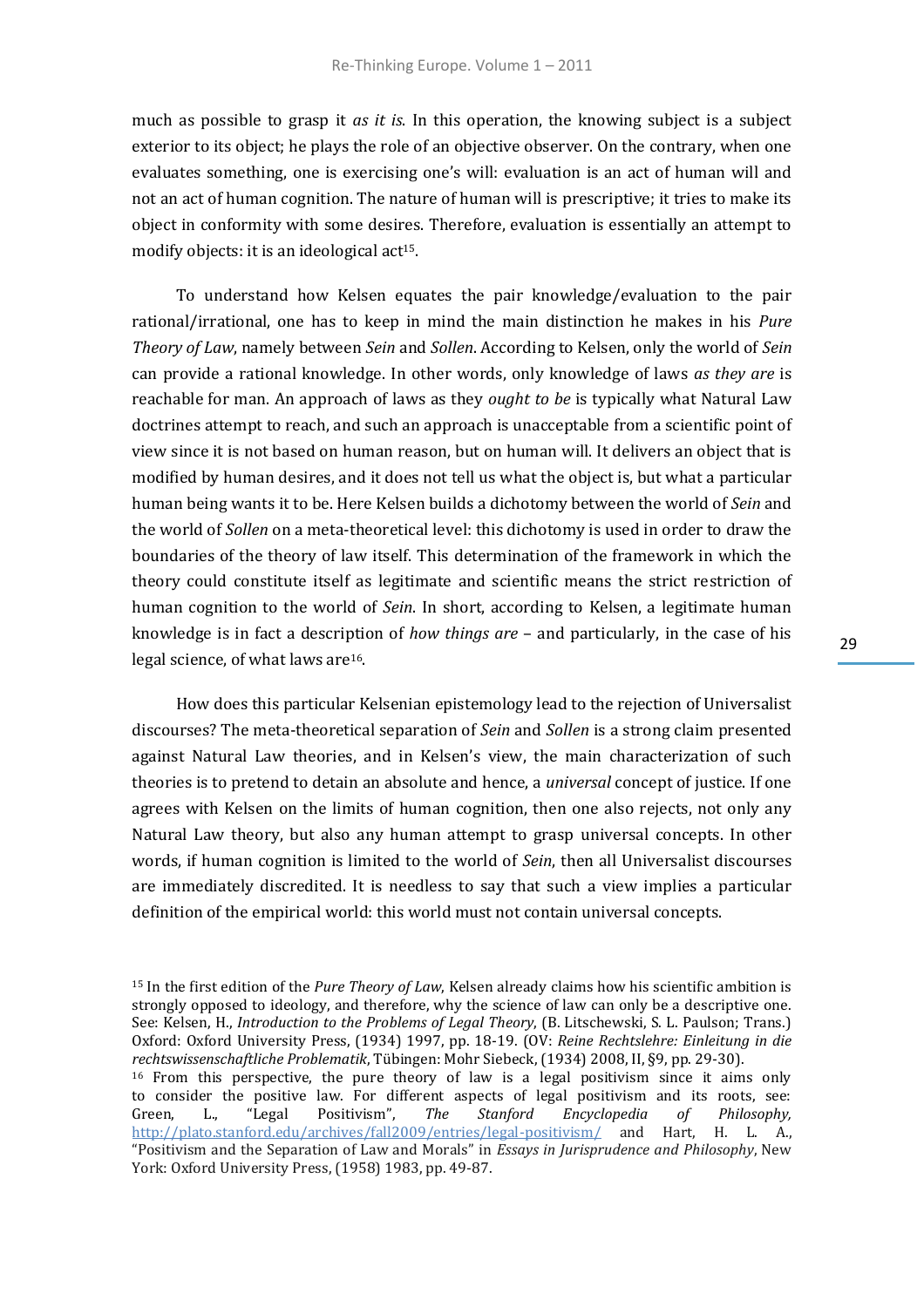much as possible to grasp it *as it is*. In this operation, the knowing subject is a subject exterior to its object; he plays the role of an objective observer. On the contrary, when one evaluates something, one is exercising one's will: evaluation is an act of human will and not an act of human cognition. The nature of human will is prescriptive; it tries to make its object in conformity with some desires. Therefore, evaluation is essentially an attempt to modify objects: it is an ideological act[15].

To understand how Kelsen equates the pair knowledge/evaluation to the pair rational/irrational, one has to keep in mind the main distinction he makes in his *Pure Theory of Law*, namely between *Sein* and *Sollen*. According to Kelsen, only the world of *Sein* can provide a rational knowledge. In other words, only knowledge of laws *as they are* is reachable for man. An approach of laws as they *ought to be* is typically what Natural Law doctrines attempt to reach, and such an approach is unacceptable from a scientific point of view since it is not based on human reason, but on human will. It delivers an object that is modified by human desires, and it does not tell us what the object is, but what a particular human being wants it to be. Here Kelsen builds a dichotomy between the world of *Sein* and the world of *Sollen* on a meta-theoretical level: this dichotomy is used in order to draw the boundaries of the theory of law itself. This determination of the framework in which the theory could constitute itself as legitimate and scientific means the strict restriction of human cognition to the world of *Sein*. In short, according to Kelsen, a legitimate human knowledge is in fact a description of *how things are* – and particularly, in the case of his legal science, of what laws are[16].

How does this particular Kelsenian epistemology lead to the rejection of Universalist discourses? The meta-theoretical separation of *Sein* and *Sollen* is a strong claim presented against Natural Law theories, and in Kelsen's view, the main characterization of such theories is to pretend to detain an absolute and hence, a *universal* concept of justice. If one agrees with Kelsen on the limits of human cognition, then one also rejects, not only any Natural Law theory, but also any human attempt to grasp universal concepts. In other words, if human cognition is limited to the world of *Sein*, then all Universalist discourses are immediately discredited. It is needless to say that such a view implies a particular definition of the empirical world: this world must not contain universal concepts.

---

[15] In the first edition of the *Pure Theory of Law*, Kelsen already claims how his scientific ambition is strongly opposed to ideology, and therefore, why the science of law can only be a descriptive one. See: Kelsen, H., *Introduction to the Problems of Legal Theory*, (B. Litschewski, S. L. Paulson; Trans.) Oxford: Oxford University Press, (1934) 1997, pp. 18-19. (OV: *Reine Rechtslehre: Einleitung in die rechtswissenschaftliche Problematik*, Tübingen: Mohr Siebeck, (1934) 2008, II, §9, pp. 29-30).

[16] From this perspective, the pure theory of law is a legal positivism since it aims only to consider the positive law. For different aspects of legal positivism and its roots, see: Green, L., "Legal Positivism", *The Stanford Encyclopedia of Philosophy*, http://plato.stanford.edu/archives/fall2009/entries/legal-positivism/ and Hart, H. L. A., "Positivism and the Separation of Law and Morals" in *Essays in Jurisprudence and Philosophy*, New York: Oxford University Press, (1958) 1983, pp. 49-87.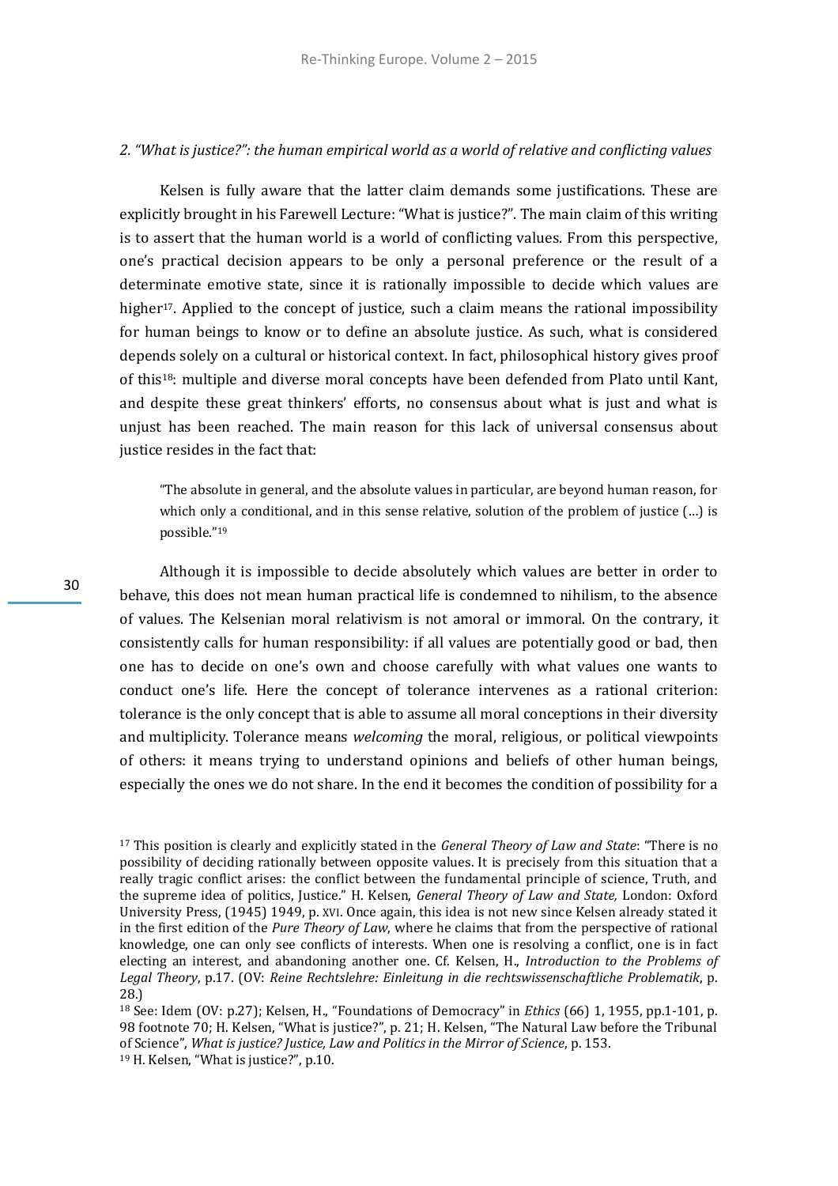## *2. "What is justice?": the human empirical world as a world of relative and conflicting values*

Kelsen is fully aware that the latter claim demands some justifications. These are explicitly brought in his Farewell Lecture: "What is justice?". The main claim of this writing is to assert that the human world is a world of conflicting values. From this perspective, one's practical decision appears to be only a personal preference or the result of a determinate emotive state, since it is rationally impossible to decide which values are higher[17]. Applied to the concept of justice, such a claim means the rational impossibility for human beings to know or to define an absolute justice. As such, what is considered depends solely on a cultural or historical context. In fact, philosophical history gives proof of this[18]: multiple and diverse moral concepts have been defended from Plato until Kant, and despite these great thinkers' efforts, no consensus about what is just and what is unjust has been reached. The main reason for this lack of universal consensus about justice resides in the fact that:

> "The absolute in general, and the absolute values in particular, are beyond human reason, for which only a conditional, and in this sense relative, solution of the problem of justice (…) is possible."[19]

Although it is impossible to decide absolutely which values are better in order to behave, this does not mean human practical life is condemned to nihilism, to the absence of values. The Kelsenian moral relativism is not amoral or immoral. On the contrary, it consistently calls for human responsibility: if all values are potentially good or bad, then one has to decide on one's own and choose carefully with what values one wants to conduct one's life. Here the concept of tolerance intervenes as a rational criterion: tolerance is the only concept that is able to assume all moral conceptions in their diversity and multiplicity. Tolerance means *welcoming* the moral, religious, or political viewpoints of others: it means trying to understand opinions and beliefs of other human beings, especially the ones we do not share. In the end it becomes the condition of possibility for a

---

[17] This position is clearly and explicitly stated in the *General Theory of Law and State*: "There is no possibility of deciding rationally between opposite values. It is precisely from this situation that a really tragic conflict arises: the conflict between the fundamental principle of science, Truth, and the supreme idea of politics, Justice." H. Kelsen, *General Theory of Law and State,* London: Oxford University Press, (1945) 1949, p. XVI. Once again, this idea is not new since Kelsen already stated it in the first edition of the *Pure Theory of Law*, where he claims that from the perspective of rational knowledge, one can only see conflicts of interests. When one is resolving a conflict, one is in fact electing an interest, and abandoning another one. Cf. Kelsen, H., *Introduction to the Problems of Legal Theory*, p.17. (OV: *Reine Rechtslehre: Einleitung in die rechtswissenschaftliche Problematik*, p. 28.)

[18] See: Idem (OV: p.27); Kelsen, H., "Foundations of Democracy" in *Ethics* (66) 1, 1955, pp.1-101, p. 98 footnote 70; H. Kelsen, "What is justice?", p. 21; H. Kelsen, "The Natural Law before the Tribunal of Science", *What is justice? Justice, Law and Politics in the Mirror of Science*, p. 153.

[19] H. Kelsen, "What is justice?", p.10.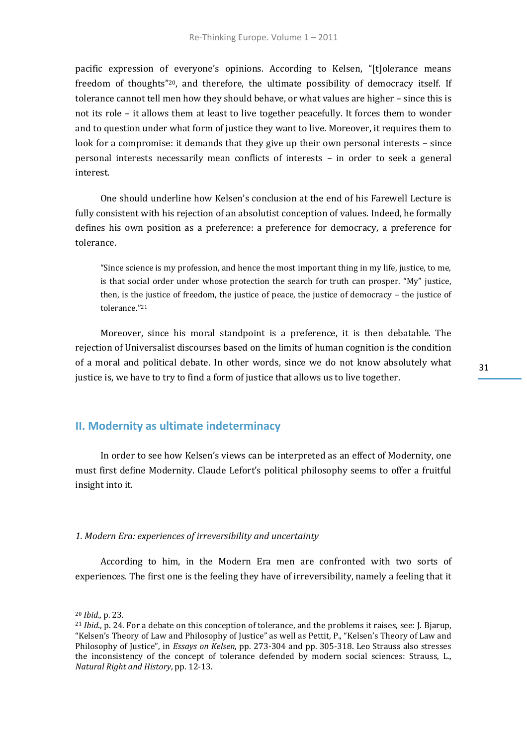pacific expression of everyone's opinions. According to Kelsen, "[t]olerance means freedom of thoughts"[20], and therefore, the ultimate possibility of democracy itself. If tolerance cannot tell men how they should behave, or what values are higher – since this is not its role – it allows them at least to live together peacefully. It forces them to wonder and to question under what form of justice they want to live. Moreover, it requires them to look for a compromise: it demands that they give up their own personal interests – since personal interests necessarily mean conflicts of interests – in order to seek a general interest.

One should underline how Kelsen's conclusion at the end of his Farewell Lecture is fully consistent with his rejection of an absolutist conception of values. Indeed, he formally defines his own position as a preference: a preference for democracy, a preference for tolerance.

> "Since science is my profession, and hence the most important thing in my life, justice, to me, is that social order under whose protection the search for truth can prosper. "My" justice, then, is the justice of freedom, the justice of peace, the justice of democracy – the justice of tolerance."[21]

Moreover, since his moral standpoint is a preference, it is then debatable. The rejection of Universalist discourses based on the limits of human cognition is the condition of a moral and political debate. In other words, since we do not know absolutely what justice is, we have to try to find a form of justice that allows us to live together.

## II. Modernity as ultimate indeterminacy

In order to see how Kelsen's views can be interpreted as an effect of Modernity, one must first define Modernity. Claude Lefort's political philosophy seems to offer a fruitful insight into it.

### *1. Modern Era: experiences of irreversibility and uncertainty*

According to him, in the Modern Era men are confronted with two sorts of experiences. The first one is the feeling they have of irreversibility, namely a feeling that it

---

[20] *Ibid.*, p. 23.

[21] *Ibid.*, p. 24. For a debate on this conception of tolerance, and the problems it raises, see: J. Bjarup, "Kelsen's Theory of Law and Philosophy of Justice" as well as Pettit, P., "Kelsen's Theory of Law and Philosophy of Justice", in *Essays on Kelsen*, pp. 273-304 and pp. 305-318. Leo Strauss also stresses the inconsistency of the concept of tolerance defended by modern social sciences: Strauss, L., *Natural Right and History*, pp. 12-13.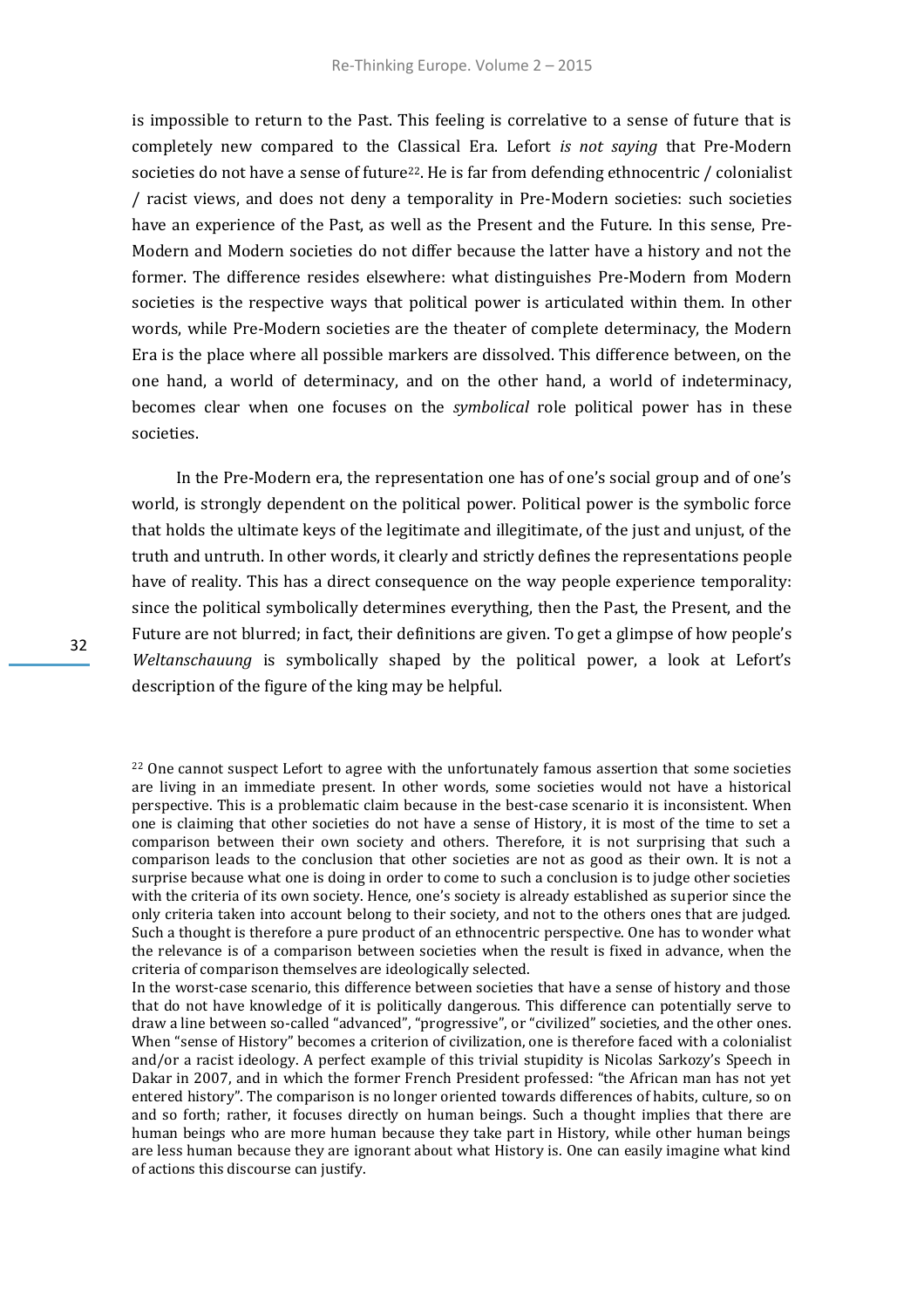is impossible to return to the Past. This feeling is correlative to a sense of future that is completely new compared to the Classical Era. Lefort *is not saying* that Pre-Modern societies do not have a sense of future[22]. He is far from defending ethnocentric / colonialist / racist views, and does not deny a temporality in Pre-Modern societies: such societies have an experience of the Past, as well as the Present and the Future. In this sense, Pre-Modern and Modern societies do not differ because the latter have a history and not the former. The difference resides elsewhere: what distinguishes Pre-Modern from Modern societies is the respective ways that political power is articulated within them. In other words, while Pre-Modern societies are the theater of complete determinacy, the Modern Era is the place where all possible markers are dissolved. This difference between, on the one hand, a world of determinacy, and on the other hand, a world of indeterminacy, becomes clear when one focuses on the *symbolical* role political power has in these societies.

In the Pre-Modern era, the representation one has of one's social group and of one's world, is strongly dependent on the political power. Political power is the symbolic force that holds the ultimate keys of the legitimate and illegitimate, of the just and unjust, of the truth and untruth. In other words, it clearly and strictly defines the representations people have of reality. This has a direct consequence on the way people experience temporality: since the political symbolically determines everything, then the Past, the Present, and the Future are not blurred; in fact, their definitions are given. To get a glimpse of how people's *Weltanschauung* is symbolically shaped by the political power, a look at Lefort's description of the figure of the king may be helpful.

[22] One cannot suspect Lefort to agree with the unfortunately famous assertion that some societies are living in an immediate present. In other words, some societies would not have a historical perspective. This is a problematic claim because in the best-case scenario it is inconsistent. When one is claiming that other societies do not have a sense of History, it is most of the time to set a comparison between their own society and others. Therefore, it is not surprising that such a comparison leads to the conclusion that other societies are not as good as their own. It is not a surprise because what one is doing in order to come to such a conclusion is to judge other societies with the criteria of its own society. Hence, one's society is already established as superior since the only criteria taken into account belong to their society, and not to the others ones that are judged. Such a thought is therefore a pure product of an ethnocentric perspective. One has to wonder what the relevance is of a comparison between societies when the result is fixed in advance, when the criteria of comparison themselves are ideologically selected.
In the worst-case scenario, this difference between societies that have a sense of history and those that do not have knowledge of it is politically dangerous. This difference can potentially serve to draw a line between so-called "advanced", "progressive", or "civilized" societies, and the other ones. When "sense of History" becomes a criterion of civilization, one is therefore faced with a colonialist and/or a racist ideology. A perfect example of this trivial stupidity is Nicolas Sarkozy's Speech in Dakar in 2007, and in which the former French President professed: "the African man has not yet entered history". The comparison is no longer oriented towards differences of habits, culture, so on and so forth; rather, it focuses directly on human beings. Such a thought implies that there are human beings who are more human because they take part in History, while other human beings are less human because they are ignorant about what History is. One can easily imagine what kind of actions this discourse can justify.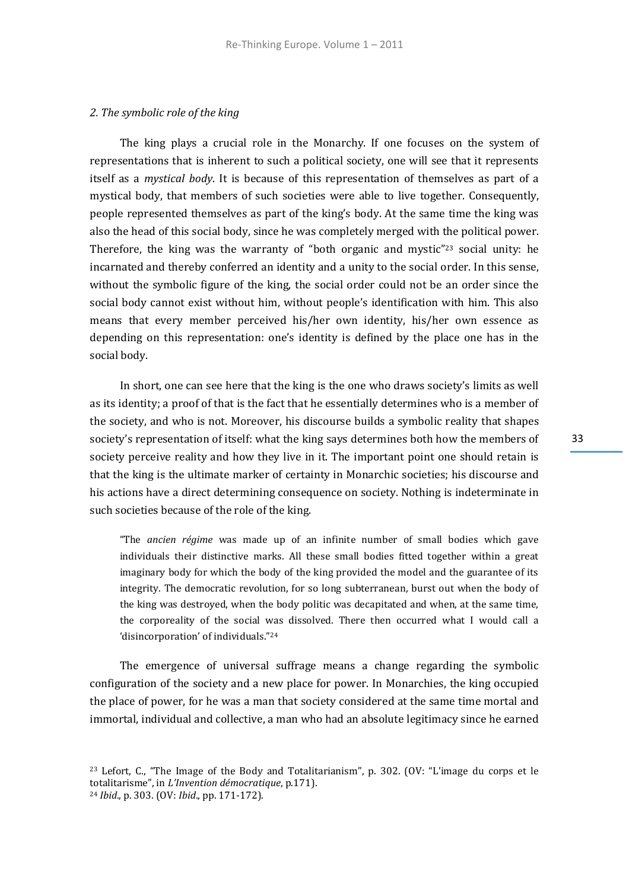*2. The symbolic role of the king*

The king plays a crucial role in the Monarchy. If one focuses on the system of representations that is inherent to such a political society, one will see that it represents itself as a *mystical body*. It is because of this representation of themselves as part of a mystical body, that members of such societies were able to live together. Consequently, people represented themselves as part of the king's body. At the same time the king was also the head of this social body, since he was completely merged with the political power. Therefore, the king was the warranty of "both organic and mystic"[23] social unity: he incarnated and thereby conferred an identity and a unity to the social order. In this sense, without the symbolic figure of the king, the social order could not be an order since the social body cannot exist without him, without people's identification with him. This also means that every member perceived his/her own identity, his/her own essence as depending on this representation: one's identity is defined by the place one has in the social body.

In short, one can see here that the king is the one who draws society's limits as well as its identity; a proof of that is the fact that he essentially determines who is a member of the society, and who is not. Moreover, his discourse builds a symbolic reality that shapes society's representation of itself: what the king says determines both how the members of society perceive reality and how they live in it. The important point one should retain is that the king is the ultimate marker of certainty in Monarchic societies; his discourse and his actions have a direct determining consequence on society. Nothing is indeterminate in such societies because of the role of the king.

> "The *ancien régime* was made up of an infinite number of small bodies which gave individuals their distinctive marks. All these small bodies fitted together within a great imaginary body for which the body of the king provided the model and the guarantee of its integrity. The democratic revolution, for so long subterranean, burst out when the body of the king was destroyed, when the body politic was decapitated and when, at the same time, the corporeality of the social was dissolved. There then occurred what I would call a 'disincorporation' of individuals."[24]

The emergence of universal suffrage means a change regarding the symbolic configuration of the society and a new place for power. In Monarchies, the king occupied the place of power, for he was a man that society considered at the same time mortal and immortal, individual and collective, a man who had an absolute legitimacy since he earned

[23] Lefort, C., "The Image of the Body and Totalitarianism", p. 302. (OV: "L'image du corps et le totalitarisme", in *L'Invention démocratique*, p.171).
[24] *Ibid*., p. 303. (OV: *Ibid*., pp. 171-172).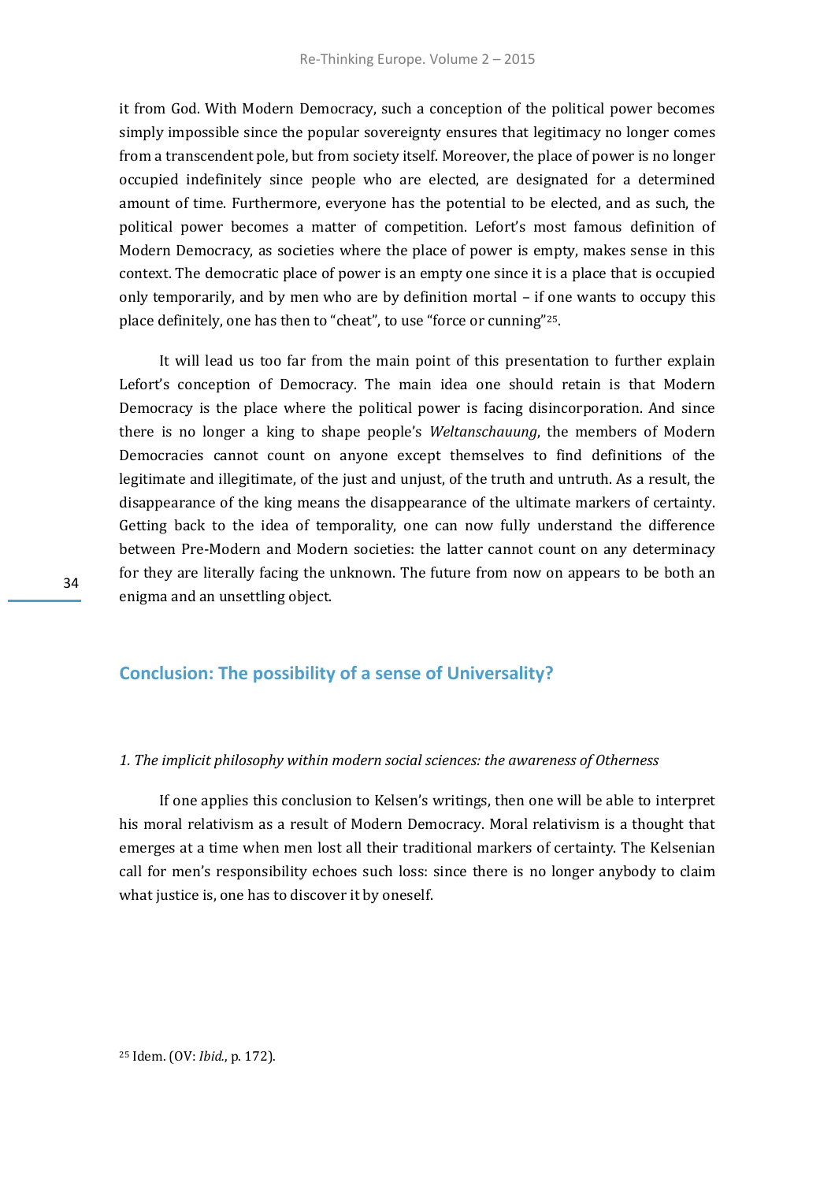it from God. With Modern Democracy, such a conception of the political power becomes simply impossible since the popular sovereignty ensures that legitimacy no longer comes from a transcendent pole, but from society itself. Moreover, the place of power is no longer occupied indefinitely since people who are elected, are designated for a determined amount of time. Furthermore, everyone has the potential to be elected, and as such, the political power becomes a matter of competition. Lefort's most famous definition of Modern Democracy, as societies where the place of power is empty, makes sense in this context. The democratic place of power is an empty one since it is a place that is occupied only temporarily, and by men who are by definition mortal – if one wants to occupy this place definitely, one has then to "cheat", to use "force or cunning"[25].

It will lead us too far from the main point of this presentation to further explain Lefort's conception of Democracy. The main idea one should retain is that Modern Democracy is the place where the political power is facing disincorporation. And since there is no longer a king to shape people's *Weltanschauung*, the members of Modern Democracies cannot count on anyone except themselves to find definitions of the legitimate and illegitimate, of the just and unjust, of the truth and untruth. As a result, the disappearance of the king means the disappearance of the ultimate markers of certainty. Getting back to the idea of temporality, one can now fully understand the difference between Pre-Modern and Modern societies: the latter cannot count on any determinacy for they are literally facing the unknown. The future from now on appears to be both an enigma and an unsettling object.

## Conclusion: The possibility of a sense of Universality?

### *1. The implicit philosophy within modern social sciences: the awareness of Otherness*

If one applies this conclusion to Kelsen's writings, then one will be able to interpret his moral relativism as a result of Modern Democracy. Moral relativism is a thought that emerges at a time when men lost all their traditional markers of certainty. The Kelsenian call for men's responsibility echoes such loss: since there is no longer anybody to claim what justice is, one has to discover it by oneself.

[25] Idem. (OV: *Ibid.*, p. 172).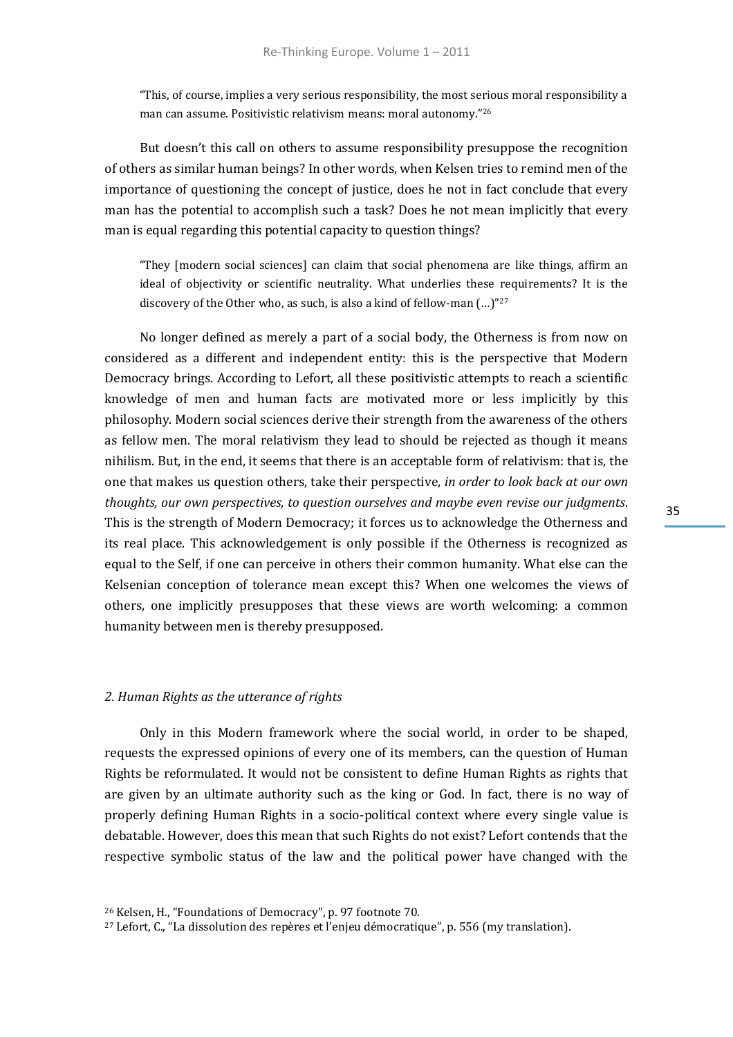> "This, of course, implies a very serious responsibility, the most serious moral responsibility a man can assume. Positivistic relativism means: moral autonomy."[26]

But doesn't this call on others to assume responsibility presuppose the recognition of others as similar human beings? In other words, when Kelsen tries to remind men of the importance of questioning the concept of justice, does he not in fact conclude that every man has the potential to accomplish such a task? Does he not mean implicitly that every man is equal regarding this potential capacity to question things?

> "They [modern social sciences] can claim that social phenomena are like things, affirm an ideal of objectivity or scientific neutrality. What underlies these requirements? It is the discovery of the Other who, as such, is also a kind of fellow-man (…)"[27]

No longer defined as merely a part of a social body, the Otherness is from now on considered as a different and independent entity: this is the perspective that Modern Democracy brings. According to Lefort, all these positivistic attempts to reach a scientific knowledge of men and human facts are motivated more or less implicitly by this philosophy. Modern social sciences derive their strength from the awareness of the others as fellow men. The moral relativism they lead to should be rejected as though it means nihilism. But, in the end, it seems that there is an acceptable form of relativism: that is, the one that makes us question others, take their perspective, *in order to look back at our own thoughts, our own perspectives, to question ourselves and maybe even revise our judgments*. This is the strength of Modern Democracy; it forces us to acknowledge the Otherness and its real place. This acknowledgement is only possible if the Otherness is recognized as equal to the Self, if one can perceive in others their common humanity. What else can the Kelsenian conception of tolerance mean except this? When one welcomes the views of others, one implicitly presupposes that these views are worth welcoming: a common humanity between men is thereby presupposed.

### *2. Human Rights as the utterance of rights*

Only in this Modern framework where the social world, in order to be shaped, requests the expressed opinions of every one of its members, can the question of Human Rights be reformulated. It would not be consistent to define Human Rights as rights that are given by an ultimate authority such as the king or God. In fact, there is no way of properly defining Human Rights in a socio-political context where every single value is debatable. However, does this mean that such Rights do not exist? Lefort contends that the respective symbolic status of the law and the political power have changed with the

[26] Kelsen, H., "Foundations of Democracy", p. 97 footnote 70.

[27] Lefort, C., "La dissolution des repères et l'enjeu démocratique", p. 556 (my translation).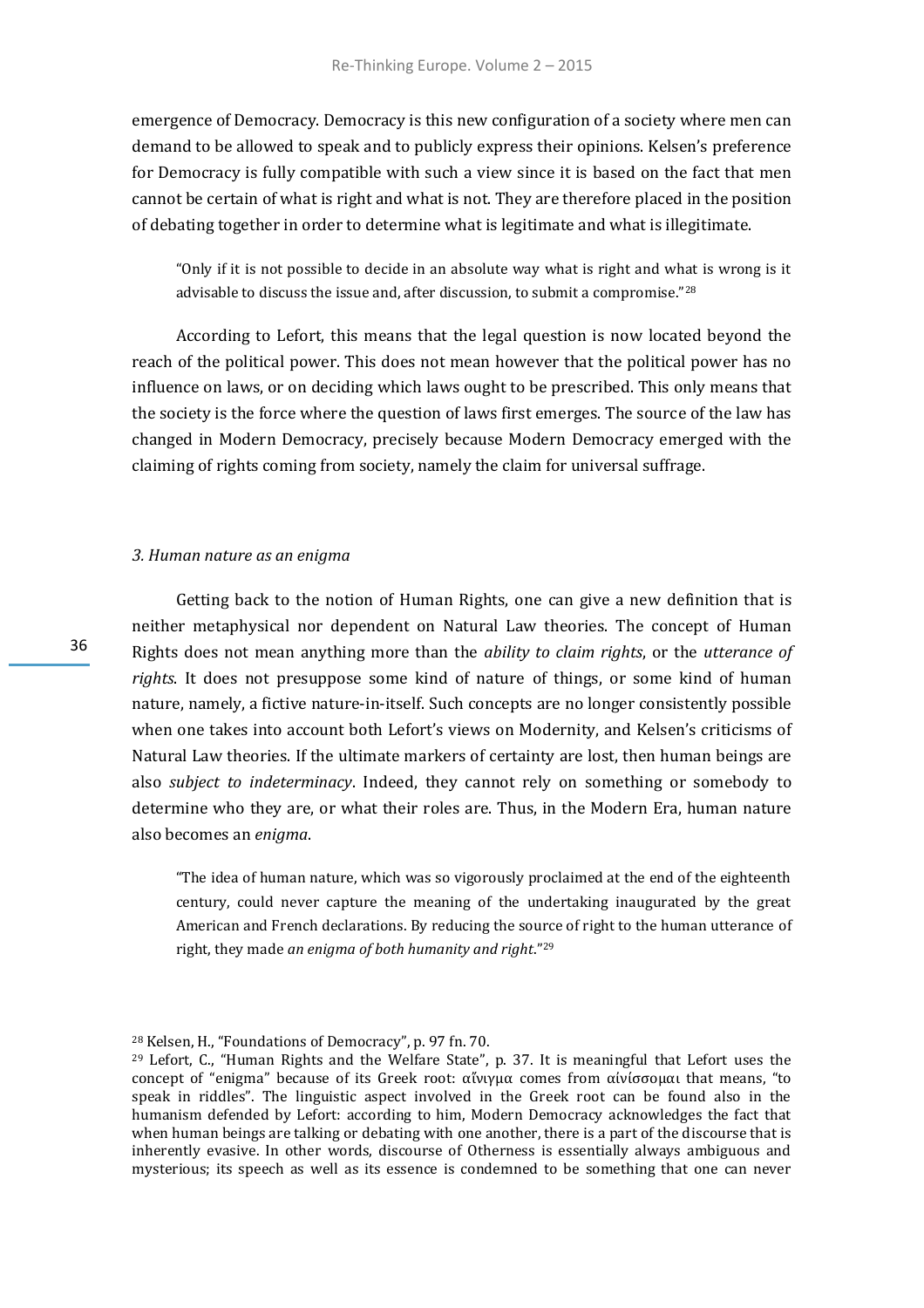emergence of Democracy. Democracy is this new configuration of a society where men can demand to be allowed to speak and to publicly express their opinions. Kelsen's preference for Democracy is fully compatible with such a view since it is based on the fact that men cannot be certain of what is right and what is not. They are therefore placed in the position of debating together in order to determine what is legitimate and what is illegitimate.

> "Only if it is not possible to decide in an absolute way what is right and what is wrong is it advisable to discuss the issue and, after discussion, to submit a compromise."[28]

According to Lefort, this means that the legal question is now located beyond the reach of the political power. This does not mean however that the political power has no influence on laws, or on deciding which laws ought to be prescribed. This only means that the society is the force where the question of laws first emerges. The source of the law has changed in Modern Democracy, precisely because Modern Democracy emerged with the claiming of rights coming from society, namely the claim for universal suffrage.

### *3. Human nature as an enigma*

Getting back to the notion of Human Rights, one can give a new definition that is neither metaphysical nor dependent on Natural Law theories. The concept of Human Rights does not mean anything more than the *ability to claim rights*, or the *utterance of rights*. It does not presuppose some kind of nature of things, or some kind of human nature, namely, a fictive nature-in-itself. Such concepts are no longer consistently possible when one takes into account both Lefort's views on Modernity, and Kelsen's criticisms of Natural Law theories. If the ultimate markers of certainty are lost, then human beings are also *subject to indeterminacy*. Indeed, they cannot rely on something or somebody to determine who they are, or what their roles are. Thus, in the Modern Era, human nature also becomes an *enigma*.

> "The idea of human nature, which was so vigorously proclaimed at the end of the eighteenth century, could never capture the meaning of the undertaking inaugurated by the great American and French declarations. By reducing the source of right to the human utterance of right, they made *an enigma of both humanity and right*."[29]

---

[28] Kelsen, H., "Foundations of Democracy", p. 97 fn. 70.

[29] Lefort, C., "Human Rights and the Welfare State", p. 37. It is meaningful that Lefort uses the concept of "enigma" because of its Greek root: αἴνιγμα comes from αἰνίσσομαι that means, "to speak in riddles". The linguistic aspect involved in the Greek root can be found also in the humanism defended by Lefort: according to him, Modern Democracy acknowledges the fact that when human beings are talking or debating with one another, there is a part of the discourse that is inherently evasive. In other words, discourse of Otherness is essentially always ambiguous and mysterious; its speech as well as its essence is condemned to be something that one can never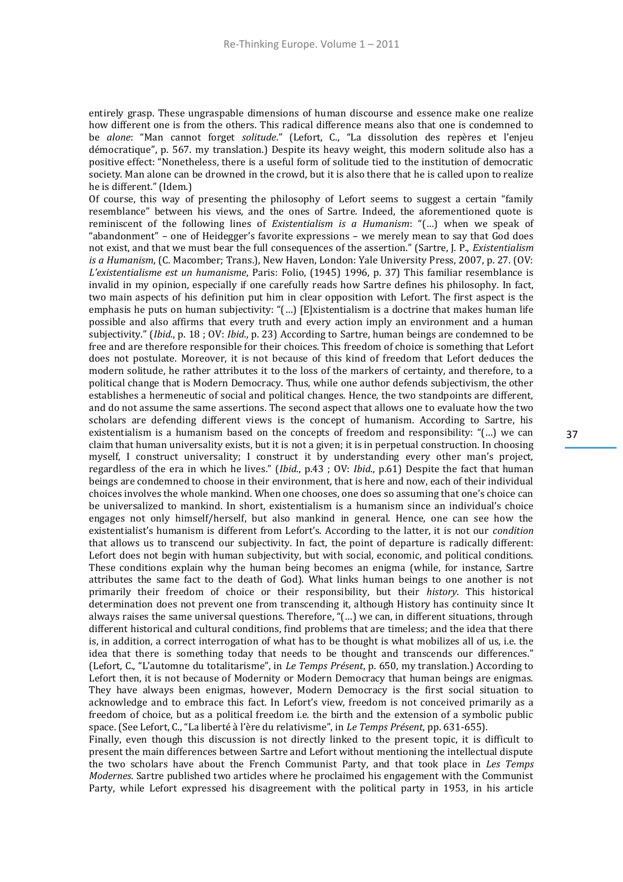entirely grasp. These ungraspable dimensions of human discourse and essence make one realize how different one is from the others. This radical difference means also that one is condemned to be *alone*: "Man cannot forget *solitude*." (Lefort, C., "La dissolution des repères et l'enjeu démocratique", p. 567. my translation.) Despite its heavy weight, this modern solitude also has a positive effect: "Nonetheless, there is a useful form of solitude tied to the institution of democratic society. Man alone can be drowned in the crowd, but it is also there that he is called upon to realize he is different." (Idem.)

Of course, this way of presenting the philosophy of Lefort seems to suggest a certain "family resemblance" between his views, and the ones of Sartre. Indeed, the aforementioned quote is reminiscent of the following lines of *Existentialism is a Humanism*: "(…) when we speak of "abandonment" – one of Heidegger's favorite expressions – we merely mean to say that God does not exist, and that we must bear the full consequences of the assertion." (Sartre, J. P., *Existentialism is a Humanism*, (C. Macomber; Trans.), New Haven, London: Yale University Press, 2007, p. 27. (OV: *L'existentialisme est un humanisme*, Paris: Folio, (1945) 1996, p. 37) This familiar resemblance is invalid in my opinion, especially if one carefully reads how Sartre defines his philosophy. In fact, two main aspects of his definition put him in clear opposition with Lefort. The first aspect is the emphasis he puts on human subjectivity: "(…) [E]xistentialism is a doctrine that makes human life possible and also affirms that every truth and every action imply an environment and a human subjectivity." (*Ibid.*, p. 18 ; OV: *Ibid.*, p. 23) According to Sartre, human beings are condemned to be free and are therefore responsible for their choices. This freedom of choice is something that Lefort does not postulate. Moreover, it is not because of this kind of freedom that Lefort deduces the modern solitude, he rather attributes it to the loss of the markers of certainty, and therefore, to a political change that is Modern Democracy. Thus, while one author defends subjectivism, the other establishes a hermeneutic of social and political changes. Hence, the two standpoints are different, and do not assume the same assertions. The second aspect that allows one to evaluate how the two scholars are defending different views is the concept of humanism. According to Sartre, his existentialism is a humanism based on the concepts of freedom and responsibility: "(…) we can claim that human universality exists, but it is not a given; it is in perpetual construction. In choosing myself, I construct universality; I construct it by understanding every other man's project, regardless of the era in which he lives." (*Ibid.*, p.43 ; OV: *Ibid.*, p.61) Despite the fact that human beings are condemned to choose in their environment, that is here and now, each of their individual choices involves the whole mankind. When one chooses, one does so assuming that one's choice can be universalized to mankind. In short, existentialism is a humanism since an individual's choice engages not only himself/herself, but also mankind in general. Hence, one can see how the existentialist's humanism is different from Lefort's. According to the latter, it is not our *condition* that allows us to transcend our subjectivity. In fact, the point of departure is radically different: Lefort does not begin with human subjectivity, but with social, economic, and political conditions. These conditions explain why the human being becomes an enigma (while, for instance, Sartre attributes the same fact to the death of God). What links human beings to one another is not primarily their freedom of choice or their responsibility, but their *history*. This historical determination does not prevent one from transcending it, although History has continuity since It always raises the same universal questions. Therefore, "(…) we can, in different situations, through different historical and cultural conditions, find problems that are timeless; and the idea that there is, in addition, a correct interrogation of what has to be thought is what mobilizes all of us, i.e. the idea that there is something today that needs to be thought and transcends our differences." (Lefort, C., "L'automne du totalitarisme", in *Le Temps Présent*, p. 650, my translation.) According to Lefort then, it is not because of Modernity or Modern Democracy that human beings are enigmas. They have always been enigmas, however, Modern Democracy is the first social situation to acknowledge and to embrace this fact. In Lefort's view, freedom is not conceived primarily as a freedom of choice, but as a political freedom i.e. the birth and the extension of a symbolic public space. (See Lefort, C., "La liberté à l'ère du relativisme", in *Le Temps Présent*, pp. 631-655).

Finally, even though this discussion is not directly linked to the present topic, it is difficult to present the main differences between Sartre and Lefort without mentioning the intellectual dispute the two scholars have about the French Communist Party, and that took place in *Les Temps Modernes*. Sartre published two articles where he proclaimed his engagement with the Communist Party, while Lefort expressed his disagreement with the political party in 1953, in his article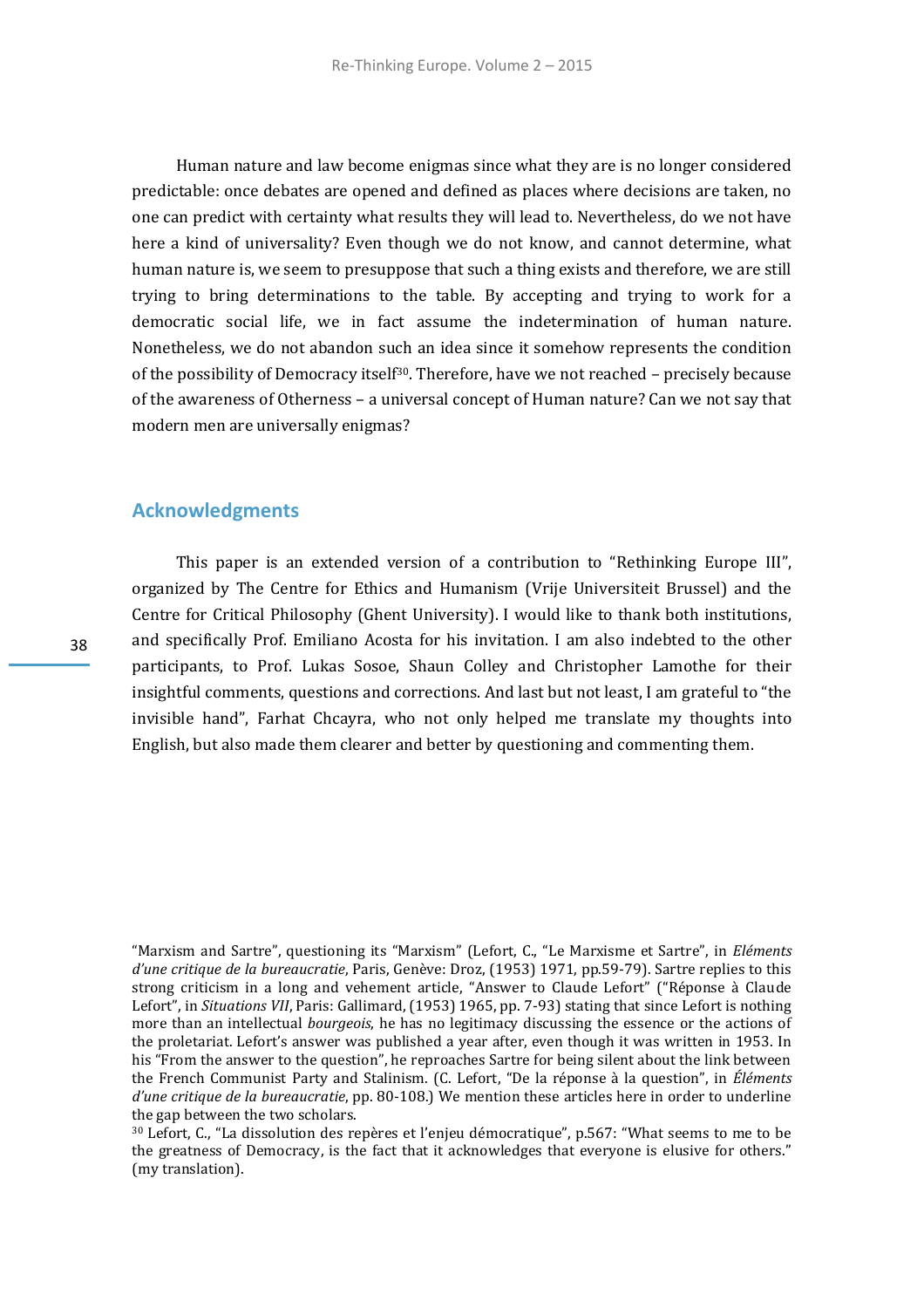Human nature and law become enigmas since what they are is no longer considered predictable: once debates are opened and defined as places where decisions are taken, no one can predict with certainty what results they will lead to. Nevertheless, do we not have here a kind of universality? Even though we do not know, and cannot determine, what human nature is, we seem to presuppose that such a thing exists and therefore, we are still trying to bring determinations to the table. By accepting and trying to work for a democratic social life, we in fact assume the indetermination of human nature. Nonetheless, we do not abandon such an idea since it somehow represents the condition of the possibility of Democracy itself[30]. Therefore, have we not reached – precisely because of the awareness of Otherness – a universal concept of Human nature? Can we not say that modern men are universally enigmas?

## Acknowledgments

This paper is an extended version of a contribution to "Rethinking Europe III", organized by The Centre for Ethics and Humanism (Vrije Universiteit Brussel) and the Centre for Critical Philosophy (Ghent University). I would like to thank both institutions, and specifically Prof. Emiliano Acosta for his invitation. I am also indebted to the other participants, to Prof. Lukas Sosoe, Shaun Colley and Christopher Lamothe for their insightful comments, questions and corrections. And last but not least, I am grateful to "the invisible hand", Farhat Chcayra, who not only helped me translate my thoughts into English, but also made them clearer and better by questioning and commenting them.

"Marxism and Sartre", questioning its "Marxism" (Lefort, C., "Le Marxisme et Sartre", in *Eléments d'une critique de la bureaucratie*, Paris, Genève: Droz, (1953) 1971, pp.59-79). Sartre replies to this strong criticism in a long and vehement article, "Answer to Claude Lefort" ("Réponse à Claude Lefort", in *Situations VII*, Paris: Gallimard, (1953) 1965, pp. 7-93) stating that since Lefort is nothing more than an intellectual *bourgeois*, he has no legitimacy discussing the essence or the actions of the proletariat. Lefort's answer was published a year after, even though it was written in 1953. In his "From the answer to the question", he reproaches Sartre for being silent about the link between the French Communist Party and Stalinism. (C. Lefort, "De la réponse à la question", in *Éléments d'une critique de la bureaucratie*, pp. 80-108.) We mention these articles here in order to underline the gap between the two scholars.

[30] Lefort, C., "La dissolution des repères et l'enjeu démocratique", p.567: "What seems to me to be the greatness of Democracy, is the fact that it acknowledges that everyone is elusive for others." (my translation).